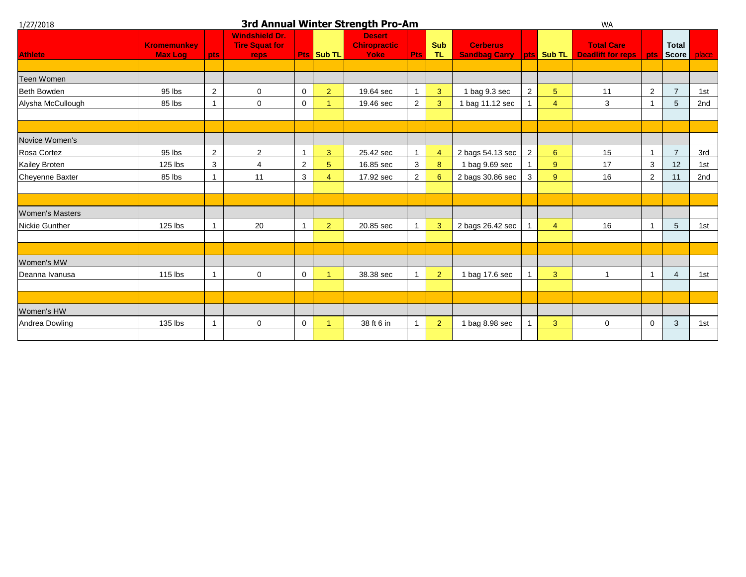1/27/2018

# 3rd Annual Winter Strength Pro-Am

WA

| Athlete | Kromemunkey Max Log | pts | Windshield Dr. Tire Squat for reps | Pts | Sub TL | Desert Chiropractic Yoke | Pts | Sub TL | Cerberus Sandbag Carry | pts | Sub TL | Total Care Deadlift for reps | pts | Total Score | place |
|---|---|---|---|---|---|---|---|---|---|---|---|---|---|---|---|
| | | | | | | | | | | | | | | | |
| Teen Women | | | | | | | | | | | | | | | |
| Beth Bowden | 95 lbs | 2 | 0 | 0 | 2 | 19.64 sec | 1 | 3 | 1 bag 9.3 sec | 2 | 5 | 11 | 2 | 7 | 1st |
| Alysha McCullough | 85 lbs | 1 | 0 | 0 | 1 | 19.46 sec | 2 | 3 | 1 bag 11.12 sec | 1 | 4 | 3 | 1 | 5 | 2nd |
| | | | | | | | | | | | | | | | |
| | | | | | | | | | | | | | | | |
| Novice Women's | | | | | | | | | | | | | | | |
| Rosa Cortez | 95 lbs | 2 | 2 | 1 | 3 | 25.42 sec | 1 | 4 | 2 bags 54.13 sec | 2 | 6 | 15 | 1 | 7 | 3rd |
| Kailey Broten | 125 lbs | 3 | 4 | 2 | 5 | 16.85 sec | 3 | 8 | 1 bag 9.69 sec | 1 | 9 | 17 | 3 | 12 | 1st |
| Cheyenne Baxter | 85 lbs | 1 | 11 | 3 | 4 | 17.92 sec | 2 | 6 | 2 bags 30.86 sec | 3 | 9 | 16 | 2 | 11 | 2nd |
| | | | | | | | | | | | | | | | |
| | | | | | | | | | | | | | | | |
| Women's Masters | | | | | | | | | | | | | | | |
| Nickie Gunther | 125 lbs | 1 | 20 | 1 | 2 | 20.85 sec | 1 | 3 | 2 bags 26.42 sec | 1 | 4 | 16 | 1 | 5 | 1st |
| | | | | | | | | | | | | | | | |
| | | | | | | | | | | | | | | | |
| Women's MW | | | | | | | | | | | | | | | |
| Deanna Ivanusa | 115 lbs | 1 | 0 | 0 | 1 | 38.38 sec | 1 | 2 | 1 bag 17.6 sec | 1 | 3 | 1 | 1 | 4 | 1st |
| | | | | | | | | | | | | | | | |
| | | | | | | | | | | | | | | | |
| Women's HW | | | | | | | | | | | | | | | |
| Andrea Dowling | 135 lbs | 1 | 0 | 0 | 1 | 38 ft 6 in | 1 | 2 | 1 bag 8.98 sec | 1 | 3 | 0 | 0 | 3 | 1st |
| | | | | | | | | | | | | | | | |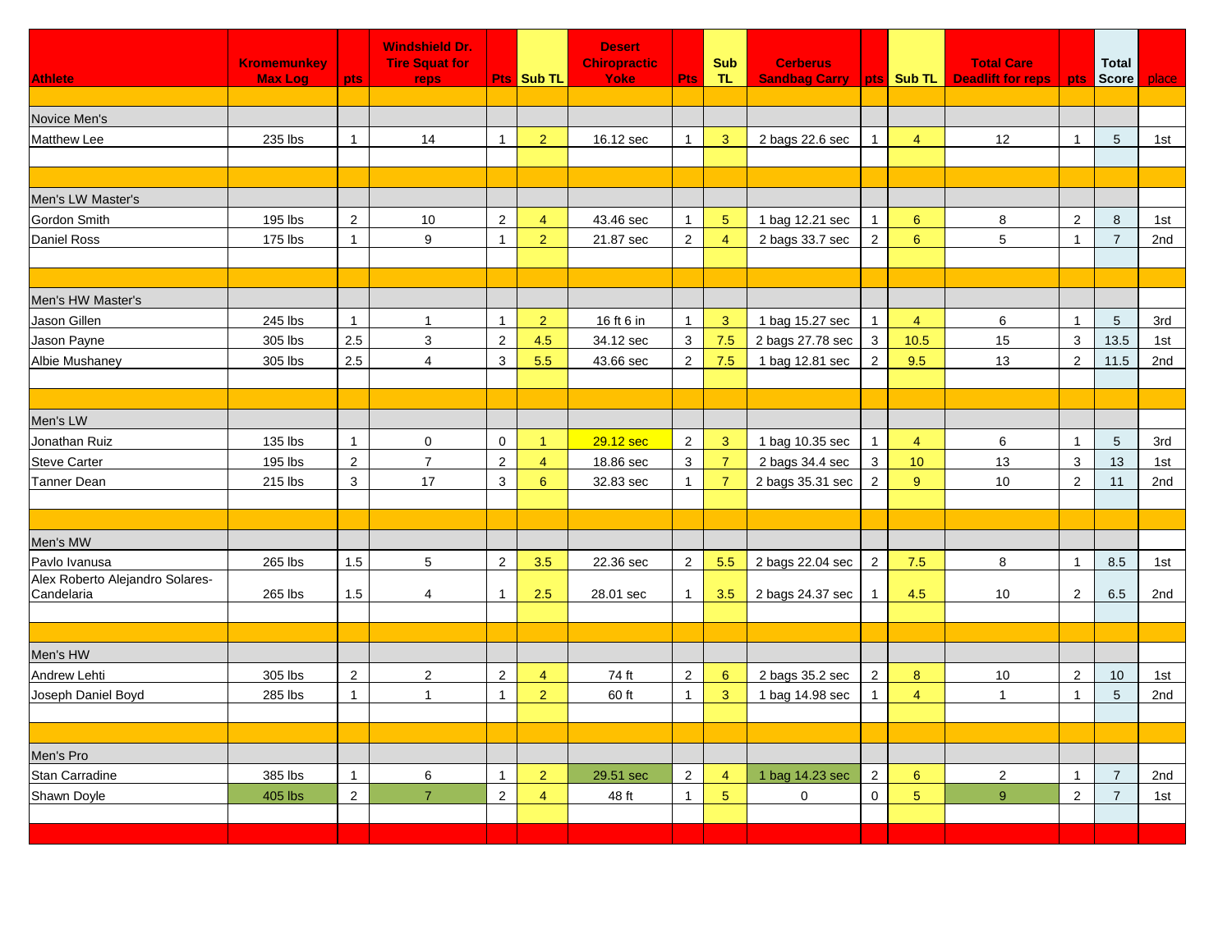| Athlete | Kromemunkey Max Log | pts | Windshield Dr. Tire Squat for reps | Pts | Sub TL | Desert Chiropractic Yoke | Pts | Sub TL | Cerberus Sandbag Carry | pts | Sub TL | Total Care Deadlift for reps | pts | Total Score | place |
|---|---|---|---|---|---|---|---|---|---|---|---|---|---|---|---|
| | | | | | | | | | | | | | | | |
| Novice Men's | | | | | | | | | | | | | | | |
| Matthew Lee | 235 lbs | 1 | 14 | 1 | 2 | 16.12 sec | 1 | 3 | 2 bags 22.6 sec | 1 | 4 | 12 | 1 | 5 | 1st |
| | | | | | | | | | | | | | | | |
| | | | | | | | | | | | | | | | |
| Men's LW Master's | | | | | | | | | | | | | | | |
| Gordon Smith | 195 lbs | 2 | 10 | 2 | 4 | 43.46 sec | 1 | 5 | 1 bag 12.21 sec | 1 | 6 | 8 | 2 | 8 | 1st |
| Daniel Ross | 175 lbs | 1 | 9 | 1 | 2 | 21.87 sec | 2 | 4 | 2 bags 33.7 sec | 2 | 6 | 5 | 1 | 7 | 2nd |
| | | | | | | | | | | | | | | | |
| | | | | | | | | | | | | | | | |
| Men's HW Master's | | | | | | | | | | | | | | | |
| Jason Gillen | 245 lbs | 1 | 1 | 1 | 2 | 16 ft 6 in | 1 | 3 | 1 bag 15.27 sec | 1 | 4 | 6 | 1 | 5 | 3rd |
| Jason Payne | 305 lbs | 2.5 | 3 | 2 | 4.5 | 34.12 sec | 3 | 7.5 | 2 bags 27.78 sec | 3 | 10.5 | 15 | 3 | 13.5 | 1st |
| Albie Mushaney | 305 lbs | 2.5 | 4 | 3 | 5.5 | 43.66 sec | 2 | 7.5 | 1 bag 12.81 sec | 2 | 9.5 | 13 | 2 | 11.5 | 2nd |
| | | | | | | | | | | | | | | | |
| | | | | | | | | | | | | | | | |
| Men's LW | | | | | | | | | | | | | | | |
| Jonathan Ruiz | 135 lbs | 1 | 0 | 0 | 1 | 29.12 sec | 2 | 3 | 1 bag 10.35 sec | 1 | 4 | 6 | 1 | 5 | 3rd |
| Steve Carter | 195 lbs | 2 | 7 | 2 | 4 | 18.86 sec | 3 | 7 | 2 bags 34.4 sec | 3 | 10 | 13 | 3 | 13 | 1st |
| Tanner Dean | 215 lbs | 3 | 17 | 3 | 6 | 32.83 sec | 1 | 7 | 2 bags 35.31 sec | 2 | 9 | 10 | 2 | 11 | 2nd |
| | | | | | | | | | | | | | | | |
| | | | | | | | | | | | | | | | |
| Men's MW | | | | | | | | | | | | | | | |
| Pavlo Ivanusa | 265 lbs | 1.5 | 5 | 2 | 3.5 | 22.36 sec | 2 | 5.5 | 2 bags 22.04 sec | 2 | 7.5 | 8 | 1 | 8.5 | 1st |
| Alex Roberto Alejandro Solares-Candelaria | 265 lbs | 1.5 | 4 | 1 | 2.5 | 28.01 sec | 1 | 3.5 | 2 bags 24.37 sec | 1 | 4.5 | 10 | 2 | 6.5 | 2nd |
| | | | | | | | | | | | | | | | |
| | | | | | | | | | | | | | | | |
| Men's HW | | | | | | | | | | | | | | | |
| Andrew Lehti | 305 lbs | 2 | 2 | 2 | 4 | 74 ft | 2 | 6 | 2 bags 35.2 sec | 2 | 8 | 10 | 2 | 10 | 1st |
| Joseph Daniel Boyd | 285 lbs | 1 | 1 | 1 | 2 | 60 ft | 1 | 3 | 1 bag 14.98 sec | 1 | 4 | 1 | 1 | 5 | 2nd |
| | | | | | | | | | | | | | | | |
| | | | | | | | | | | | | | | | |
| Men's Pro | | | | | | | | | | | | | | | |
| Stan Carradine | 385 lbs | 1 | 6 | 1 | 2 | 29.51 sec | 2 | 4 | 1 bag 14.23 sec | 2 | 6 | 2 | 1 | 7 | 2nd |
| Shawn Doyle | 405 lbs | 2 | 7 | 2 | 4 | 48 ft | 1 | 5 | 0 | 0 | 5 | 9 | 2 | 7 | 1st |